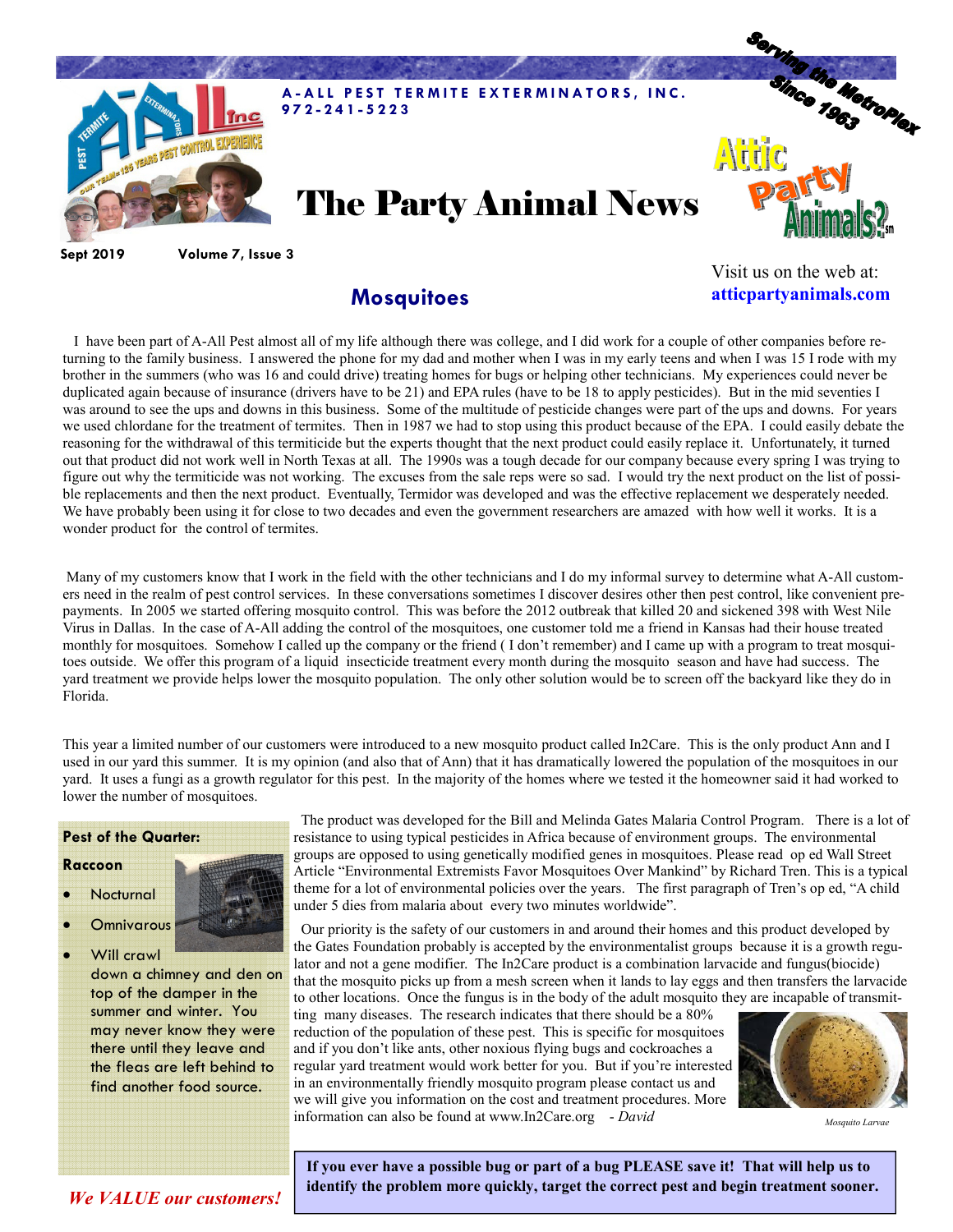**A-ALL PEST TERMITE EXTERMINATORS, INC.**
**972-241-5223**

Serving the MetroPlex Since 1963

# The Party Animal News

Attic Party Animals?℠

**Sept 2019** **Volume 7, Issue 3**

Visit us on the web at: **atticpartyanimals.com**

## Mosquitoes

I have been part of A-All Pest almost all of my life although there was college, and I did work for a couple of other companies before returning to the family business. I answered the phone for my dad and mother when I was in my early teens and when I was 15 I rode with my brother in the summers (who was 16 and could drive) treating homes for bugs or helping other technicians. My experiences could never be duplicated again because of insurance (drivers have to be 21) and EPA rules (have to be 18 to apply pesticides). But in the mid seventies I was around to see the ups and downs in this business. Some of the multitude of pesticide changes were part of the ups and downs. For years we used chlordane for the treatment of termites. Then in 1987 we had to stop using this product because of the EPA. I could easily debate the reasoning for the withdrawal of this termiticide but the experts thought that the next product could easily replace it. Unfortunately, it turned out that product did not work well in North Texas at all. The 1990s was a tough decade for our company because every spring I was trying to figure out why the termiticide was not working. The excuses from the sale reps were so sad. I would try the next product on the list of possible replacements and then the next product. Eventually, Termidor was developed and was the effective replacement we desperately needed. We have probably been using it for close to two decades and even the government researchers are amazed with how well it works. It is a wonder product for the control of termites.

Many of my customers know that I work in the field with the other technicians and I do my informal survey to determine what A-All customers need in the realm of pest control services. In these conversations sometimes I discover desires other then pest control, like convenient prepayments. In 2005 we started offering mosquito control. This was before the 2012 outbreak that killed 20 and sickened 398 with West Nile Virus in Dallas. In the case of A-All adding the control of the mosquitoes, one customer told me a friend in Kansas had their house treated monthly for mosquitoes. Somehow I called up the company or the friend ( I don't remember) and I came up with a program to treat mosquitoes outside. We offer this program of a liquid insecticide treatment every month during the mosquito season and have had success. The yard treatment we provide helps lower the mosquito population. The only other solution would be to screen off the backyard like they do in Florida.

This year a limited number of our customers were introduced to a new mosquito product called In2Care. This is the only product Ann and I used in our yard this summer. It is my opinion (and also that of Ann) that it has dramatically lowered the population of the mosquitoes in our yard. It uses a fungi as a growth regulator for this pest. In the majority of the homes where we tested it the homeowner said it had worked to lower the number of mosquitoes.

The product was developed for the Bill and Melinda Gates Malaria Control Program. There is a lot of resistance to using typical pesticides in Africa because of environment groups. The environmental groups are opposed to using genetically modified genes in mosquitoes. Please read op ed Wall Street Article "Environmental Extremists Favor Mosquitoes Over Mankind" by Richard Tren. This is a typical theme for a lot of environmental policies over the years. The first paragraph of Tren's op ed, "A child under 5 dies from malaria about every two minutes worldwide".

Our priority is the safety of our customers in and around their homes and this product developed by the Gates Foundation probably is accepted by the environmentalist groups because it is a growth regulator and not a gene modifier. The In2Care product is a combination larvacide and fungus(biocide) that the mosquito picks up from a mesh screen when it lands to lay eggs and then transfers the larvacide to other locations. Once the fungus is in the body of the adult mosquito they are incapable of transmitting many diseases. The research indicates that there should be a 80% reduction of the population of these pest. This is specific for mosquitoes and if you don't like ants, other noxious flying bugs and cockroaches a regular yard treatment would work better for you. But if you're interested in an environmentally friendly mosquito program please contact us and we will give you information on the cost and treatment procedures. More information can also be found at www.In2Care.org - *David*

*Mosquito Larvae*

**Pest of the Quarter:**

**Raccoon**

- Nocturnal
- Omnivarous
- Will crawl down a chimney and den on top of the damper in the summer and winter. You may never know they were there until they leave and the fleas are left behind to find another food source.

***We VALUE our customers!***

**If you ever have a possible bug or part of a bug PLEASE save it! That will help us to identify the problem more quickly, target the correct pest and begin treatment sooner.**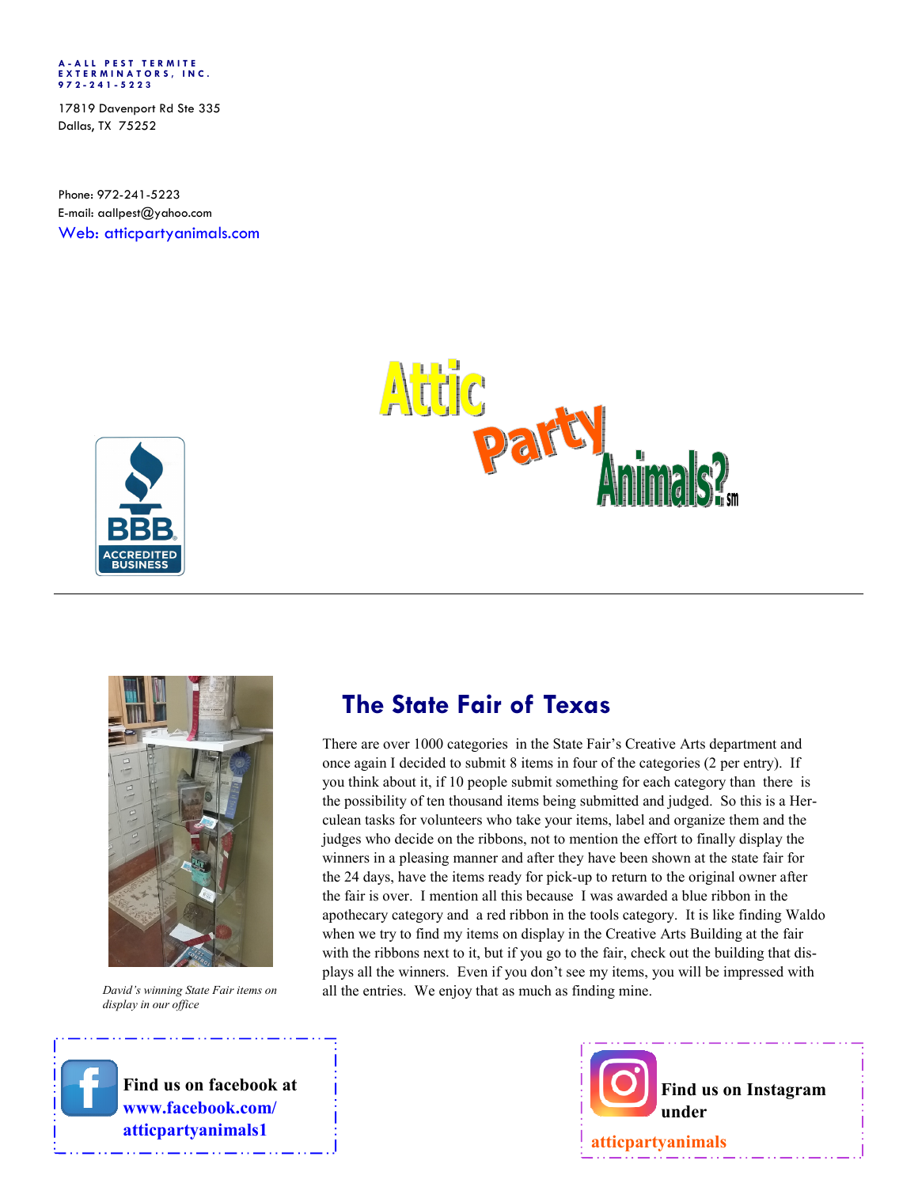**A-ALL PEST TERMITE EXTERMINATORS, INC.**
**972-241-5223**

17819 Davenport Rd Ste 335
Dallas, TX 75252

Phone: 972-241-5223
E-mail: aallpest@yahoo.com
Web: atticpartyanimals.com

Attic Party Animals?℠

BBB ACCREDITED BUSINESS

## The State Fair of Texas

There are over 1000 categories in the State Fair's Creative Arts department and once again I decided to submit 8 items in four of the categories (2 per entry). If you think about it, if 10 people submit something for each category than there is the possibility of ten thousand items being submitted and judged. So this is a Herculean tasks for volunteers who take your items, label and organize them and the judges who decide on the ribbons, not to mention the effort to finally display the winners in a pleasing manner and after they have been shown at the state fair for the 24 days, have the items ready for pick-up to return to the original owner after the fair is over. I mention all this because I was awarded a blue ribbon in the apothecary category and a red ribbon in the tools category. It is like finding Waldo when we try to find my items on display in the Creative Arts Building at the fair with the ribbons next to it, but if you go to the fair, check out the building that displays all the winners. Even if you don't see my items, you will be impressed with all the entries. We enjoy that as much as finding mine.

*David's winning State Fair items on display in our office*

**Find us on facebook at www.facebook.com/atticpartyanimals1**

**Find us on Instagram under atticpartyanimals**